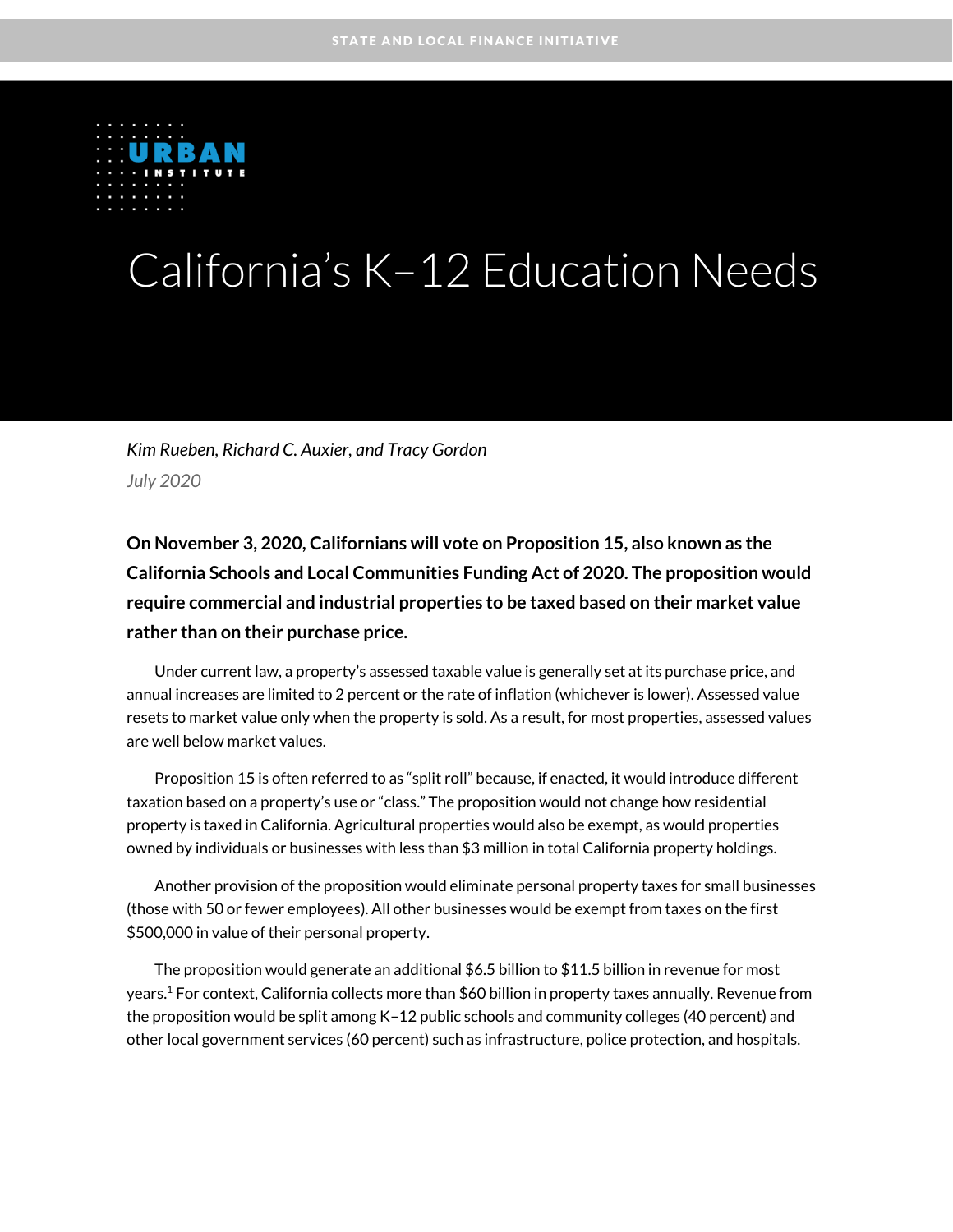STATE AND LOCAL FINANCE INITIATIVE

# California's K–12 Education Needs

*Kim Rueben, Richard C. Auxier, and Tracy Gordon*

*July 2020*

**On November 3, 2020, Californians will vote on Proposition 15, also known as the California Schools and Local Communities Funding Act of 2020. The proposition would require commercial and industrial properties to be taxed based on their market value rather than on their purchase price.**

Under current law, a property's assessed taxable value is generally set at its purchase price, and annual increases are limited to 2 percent or the rate of inflation (whichever is lower). Assessed value resets to market value only when the property is sold. As a result, for most properties, assessed values are well below market values.

Proposition 15 is often referred to as "split roll" because, if enacted, it would introduce different taxation based on a property's use or "class." The proposition would not change how residential property is taxed in California. Agricultural properties would also be exempt, as would properties owned by individuals or businesses with less than $3 million in total California property holdings.

Another provision of the proposition would eliminate personal property taxes for small businesses (those with 50 or fewer employees). All other businesses would be exempt from taxes on the first $500,000 in value of their personal property.

The proposition would generate an additional $6.5 billion to $11.5 billion in revenue for most years.[1] For context, California collects more than $60 billion in property taxes annually. Revenue from the proposition would be split among K–12 public schools and community colleges (40 percent) and other local government services (60 percent) such as infrastructure, police protection, and hospitals.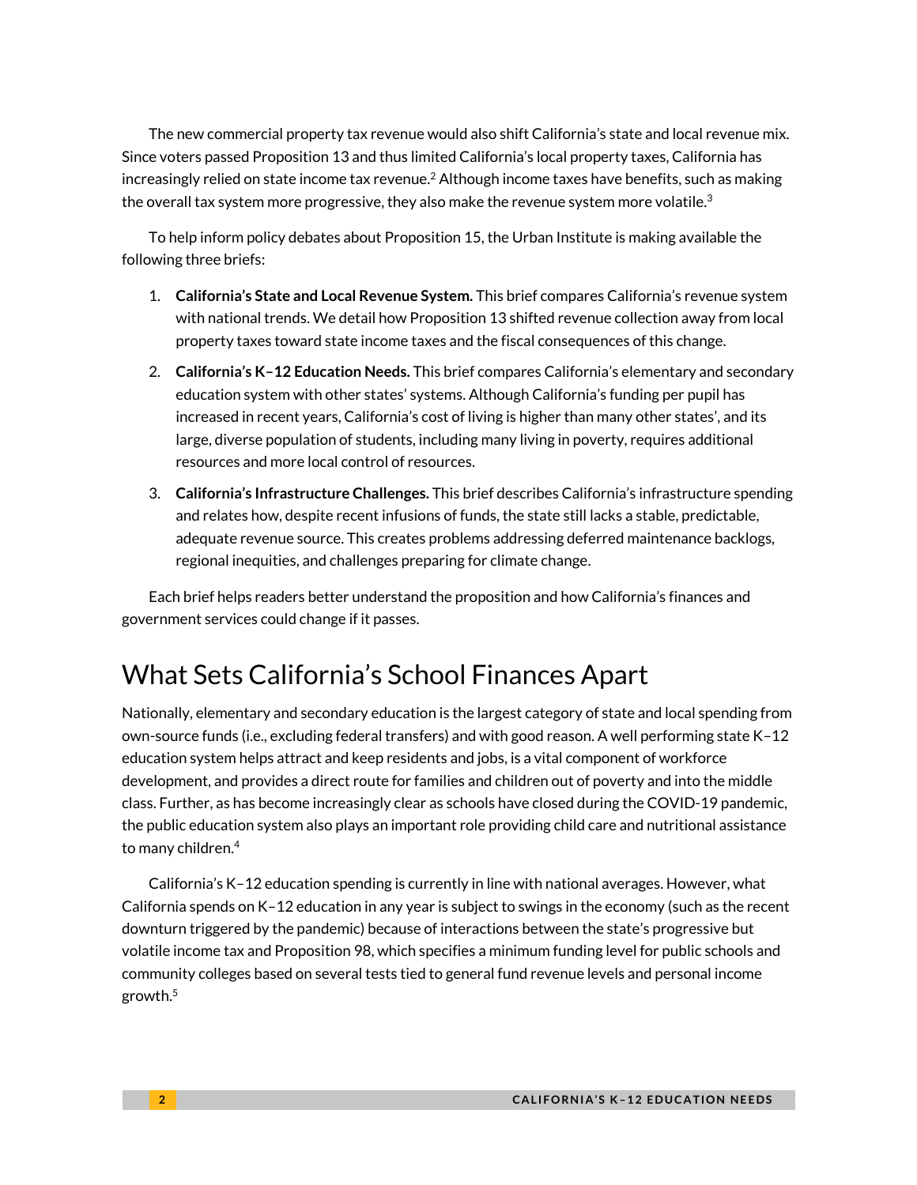The new commercial property tax revenue would also shift California's state and local revenue mix. Since voters passed Proposition 13 and thus limited California's local property taxes, California has increasingly relied on state income tax revenue.[2] Although income taxes have benefits, such as making the overall tax system more progressive, they also make the revenue system more volatile.[3]

To help inform policy debates about Proposition 15, the Urban Institute is making available the following three briefs:

1. **California's State and Local Revenue System.** This brief compares California's revenue system with national trends. We detail how Proposition 13 shifted revenue collection away from local property taxes toward state income taxes and the fiscal consequences of this change.
2. **California's K–12 Education Needs.** This brief compares California's elementary and secondary education system with other states' systems. Although California's funding per pupil has increased in recent years, California's cost of living is higher than many other states', and its large, diverse population of students, including many living in poverty, requires additional resources and more local control of resources.
3. **California's Infrastructure Challenges.** This brief describes California's infrastructure spending and relates how, despite recent infusions of funds, the state still lacks a stable, predictable, adequate revenue source. This creates problems addressing deferred maintenance backlogs, regional inequities, and challenges preparing for climate change.

Each brief helps readers better understand the proposition and how California's finances and government services could change if it passes.

## What Sets California's School Finances Apart

Nationally, elementary and secondary education is the largest category of state and local spending from own-source funds (i.e., excluding federal transfers) and with good reason. A well performing state K–12 education system helps attract and keep residents and jobs, is a vital component of workforce development, and provides a direct route for families and children out of poverty and into the middle class. Further, as has become increasingly clear as schools have closed during the COVID-19 pandemic, the public education system also plays an important role providing child care and nutritional assistance to many children.[4]

California's K–12 education spending is currently in line with national averages. However, what California spends on K–12 education in any year is subject to swings in the economy (such as the recent downturn triggered by the pandemic) because of interactions between the state's progressive but volatile income tax and Proposition 98, which specifies a minimum funding level for public schools and community colleges based on several tests tied to general fund revenue levels and personal income growth.[5]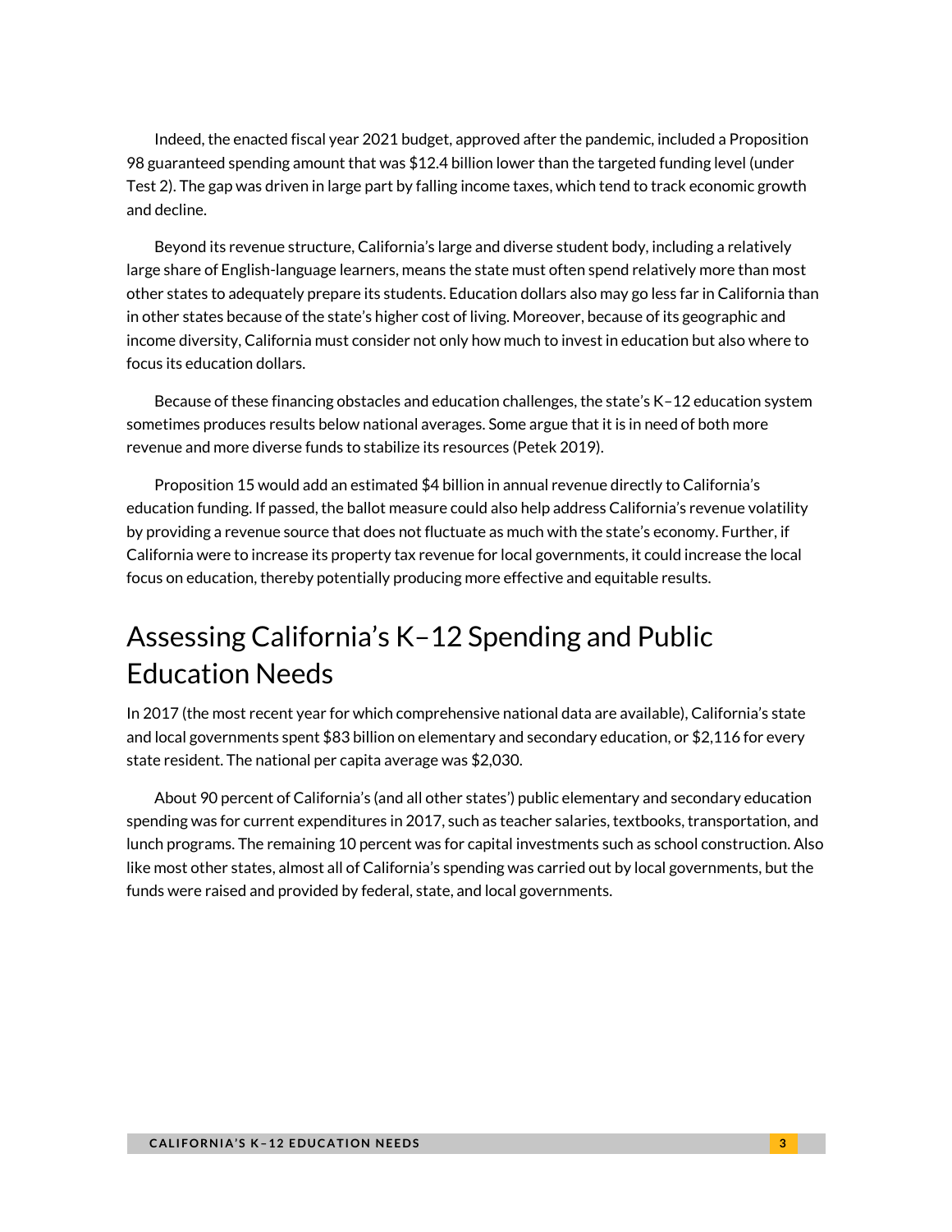Indeed, the enacted fiscal year 2021 budget, approved after the pandemic, included a Proposition 98 guaranteed spending amount that was $12.4 billion lower than the targeted funding level (under Test 2). The gap was driven in large part by falling income taxes, which tend to track economic growth and decline.

Beyond its revenue structure, California's large and diverse student body, including a relatively large share of English-language learners, means the state must often spend relatively more than most other states to adequately prepare its students. Education dollars also may go less far in California than in other states because of the state's higher cost of living. Moreover, because of its geographic and income diversity, California must consider not only how much to invest in education but also where to focus its education dollars.

Because of these financing obstacles and education challenges, the state's K–12 education system sometimes produces results below national averages. Some argue that it is in need of both more revenue and more diverse funds to stabilize its resources (Petek 2019).

Proposition 15 would add an estimated $4 billion in annual revenue directly to California's education funding. If passed, the ballot measure could also help address California's revenue volatility by providing a revenue source that does not fluctuate as much with the state's economy. Further, if California were to increase its property tax revenue for local governments, it could increase the local focus on education, thereby potentially producing more effective and equitable results.

## Assessing California's K–12 Spending and Public Education Needs

In 2017 (the most recent year for which comprehensive national data are available), California's state and local governments spent $83 billion on elementary and secondary education, or $2,116 for every state resident. The national per capita average was $2,030.

About 90 percent of California's (and all other states') public elementary and secondary education spending was for current expenditures in 2017, such as teacher salaries, textbooks, transportation, and lunch programs. The remaining 10 percent was for capital investments such as school construction. Also like most other states, almost all of California's spending was carried out by local governments, but the funds were raised and provided by federal, state, and local governments.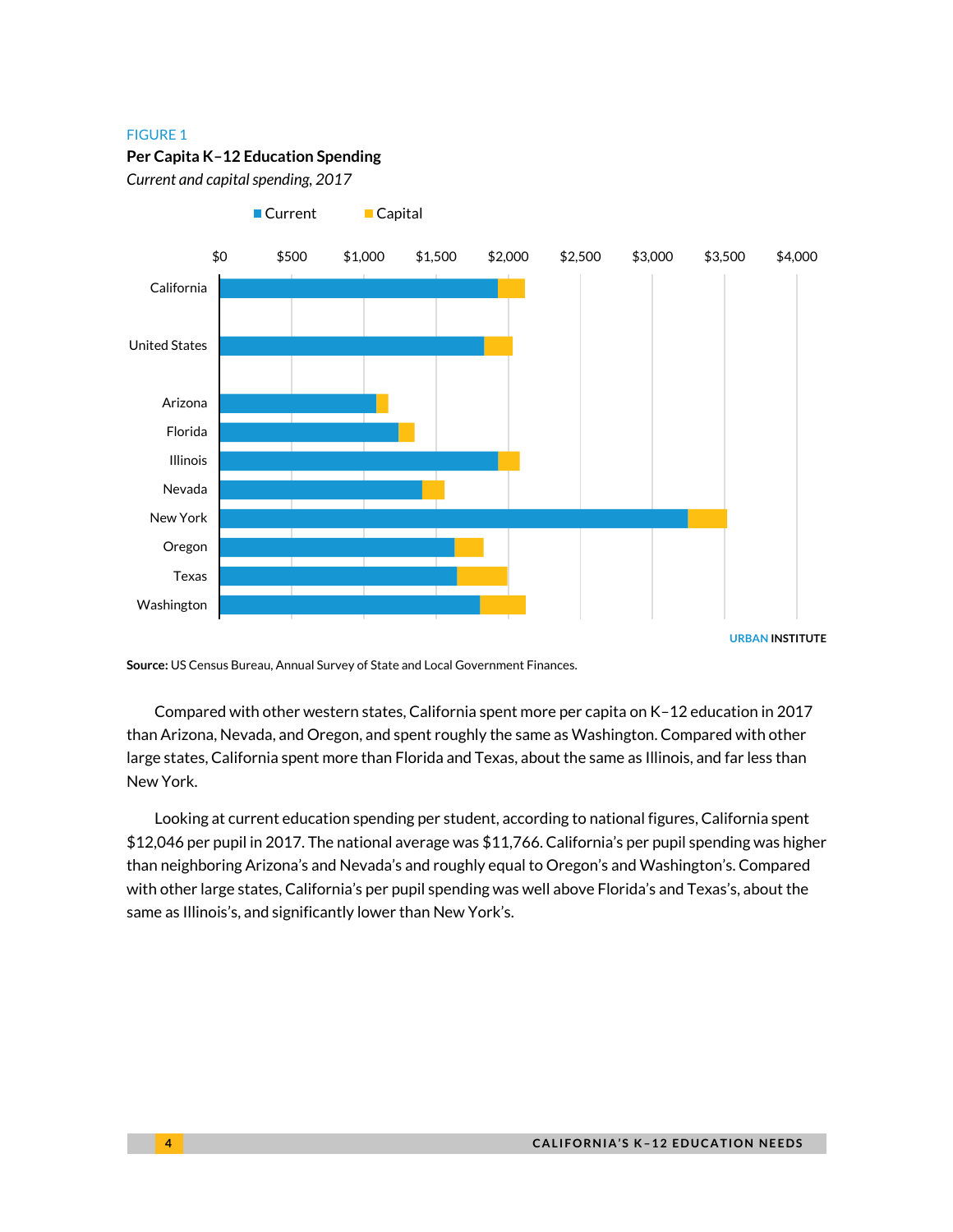FIGURE 1

**Per Capita K–12 Education Spending**

*Current and capital spending, 2017*

**Source:** US Census Bureau, Annual Survey of State and Local Government Finances.

Compared with other western states, California spent more per capita on K–12 education in 2017 than Arizona, Nevada, and Oregon, and spent roughly the same as Washington. Compared with other large states, California spent more than Florida and Texas, about the same as Illinois, and far less than New York.

Looking at current education spending per student, according to national figures, California spent $12,046 per pupil in 2017. The national average was $11,766. California's per pupil spending was higher than neighboring Arizona's and Nevada's and roughly equal to Oregon's and Washington's. Compared with other large states, California's per pupil spending was well above Florida's and Texas's, about the same as Illinois's, and significantly lower than New York's.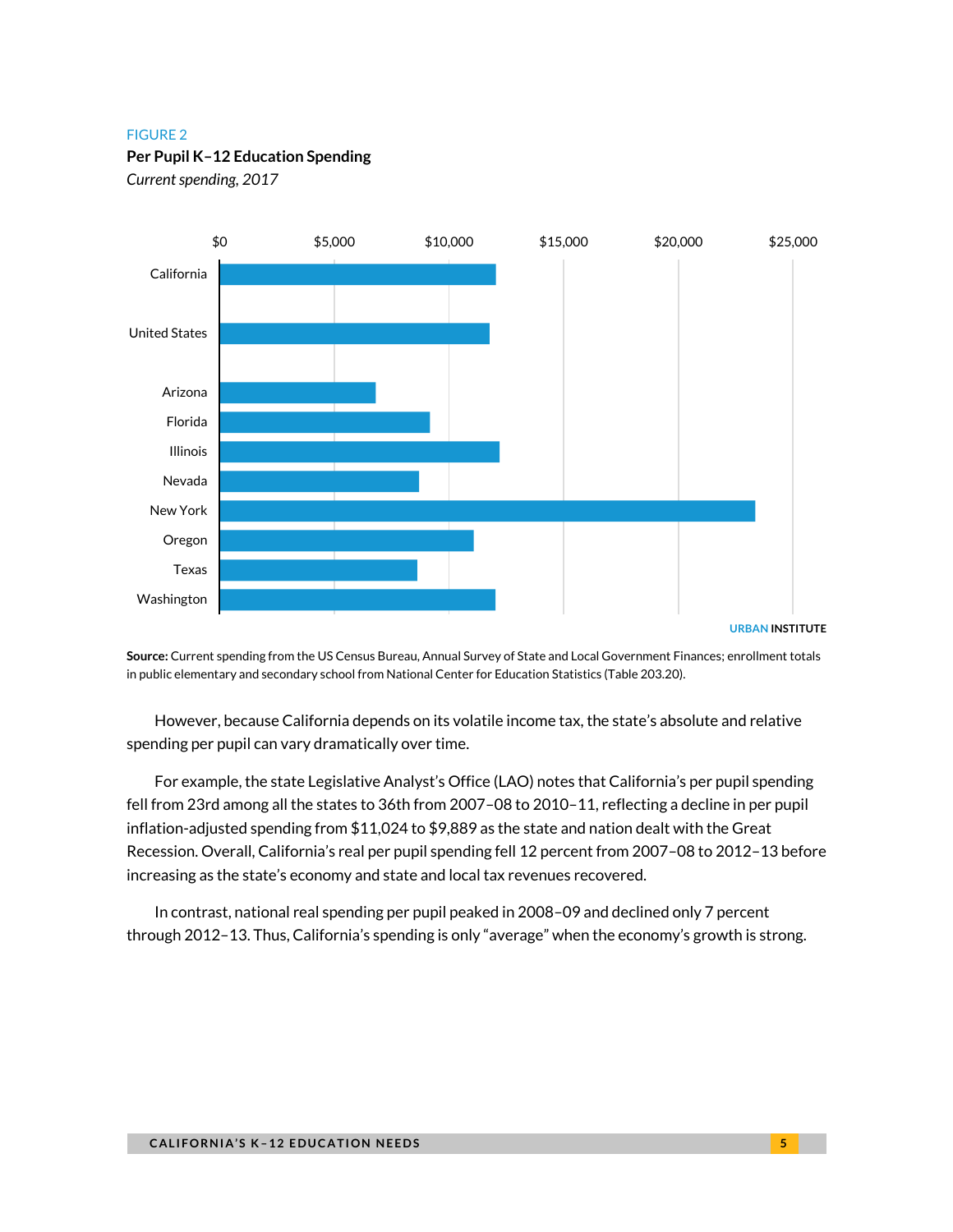FIGURE 2

**Per Pupil K–12 Education Spending**

*Current spending, 2017*

**Source:** Current spending from the US Census Bureau, Annual Survey of State and Local Government Finances; enrollment totals in public elementary and secondary school from National Center for Education Statistics (Table 203.20).

However, because California depends on its volatile income tax, the state's absolute and relative spending per pupil can vary dramatically over time.

For example, the state Legislative Analyst's Office (LAO) notes that California's per pupil spending fell from 23rd among all the states to 36th from 2007–08 to 2010–11, reflecting a decline in per pupil inflation-adjusted spending from $11,024 to $9,889 as the state and nation dealt with the Great Recession. Overall, California's real per pupil spending fell 12 percent from 2007–08 to 2012–13 before increasing as the state's economy and state and local tax revenues recovered.

In contrast, national real spending per pupil peaked in 2008–09 and declined only 7 percent through 2012–13. Thus, California's spending is only "average" when the economy's growth is strong.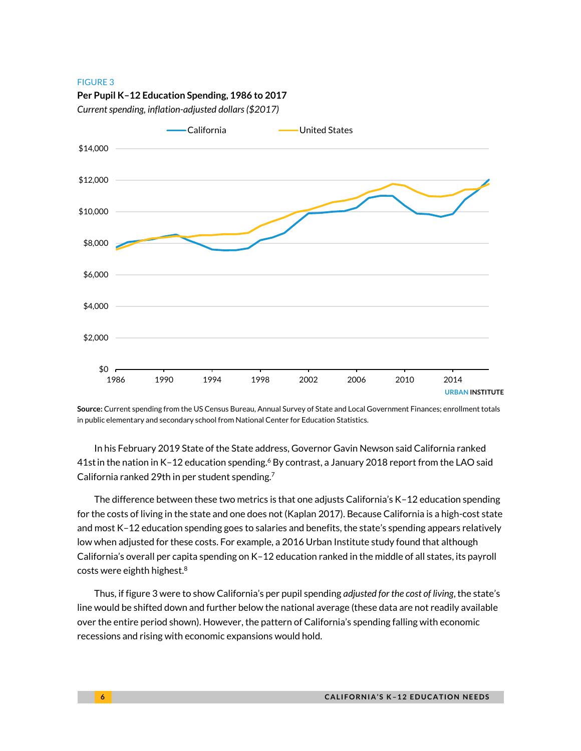FIGURE 3

**Per Pupil K–12 Education Spending, 1986 to 2017**

*Current spending, inflation-adjusted dollars ($2017)*

**Source:** Current spending from the US Census Bureau, Annual Survey of State and Local Government Finances; enrollment totals in public elementary and secondary school from National Center for Education Statistics.

In his February 2019 State of the State address, Governor Gavin Newson said California ranked 41st in the nation in K–12 education spending.[6] By contrast, a January 2018 report from the LAO said California ranked 29th in per student spending.[7]

The difference between these two metrics is that one adjusts California's K–12 education spending for the costs of living in the state and one does not (Kaplan 2017). Because California is a high-cost state and most K–12 education spending goes to salaries and benefits, the state's spending appears relatively low when adjusted for these costs. For example, a 2016 Urban Institute study found that although California's overall per capita spending on K–12 education ranked in the middle of all states, its payroll costs were eighth highest.[8]

Thus, if figure 3 were to show California's per pupil spending *adjusted for the cost of living*, the state's line would be shifted down and further below the national average (these data are not readily available over the entire period shown). However, the pattern of California's spending falling with economic recessions and rising with economic expansions would hold.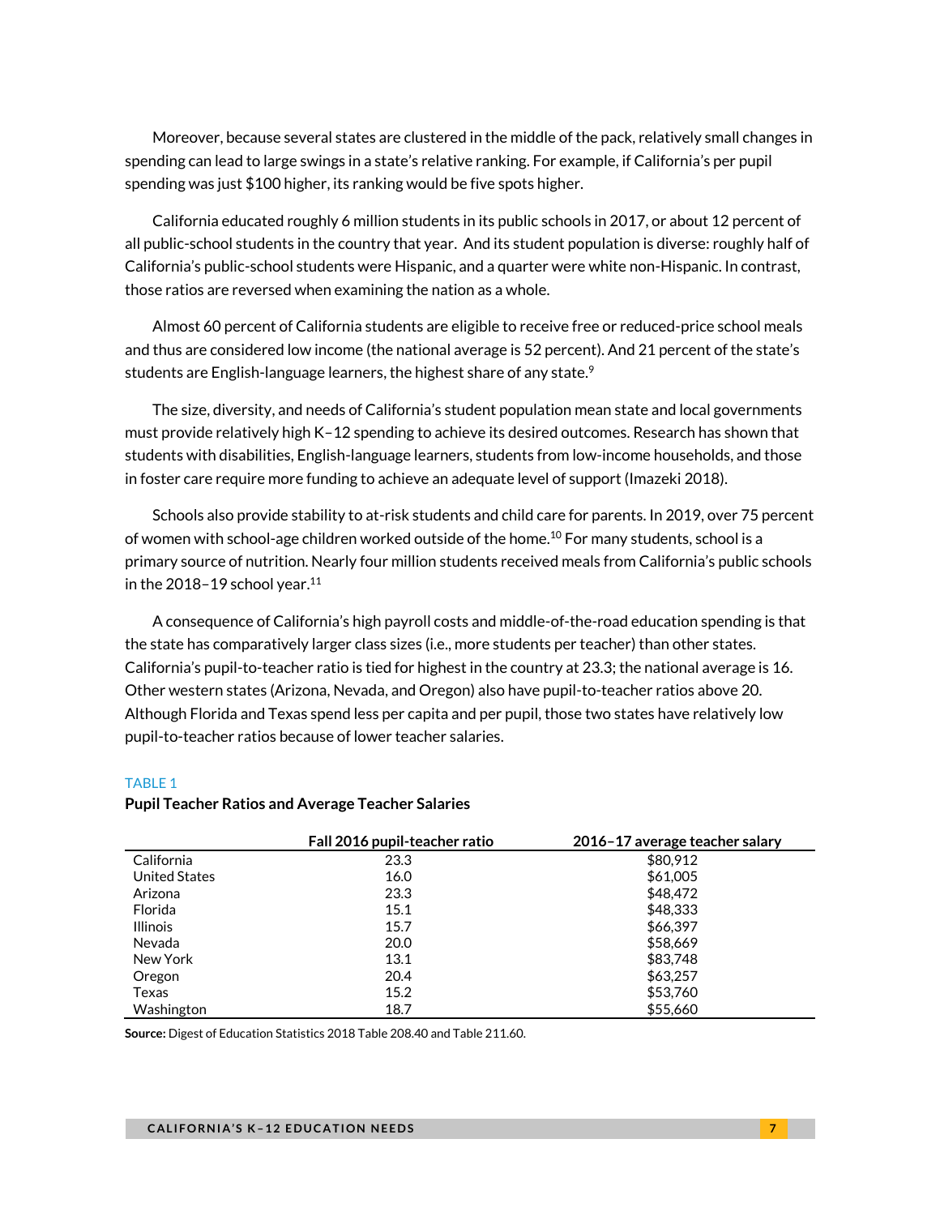Moreover, because several states are clustered in the middle of the pack, relatively small changes in spending can lead to large swings in a state's relative ranking. For example, if California's per pupil spending was just $100 higher, its ranking would be five spots higher.

California educated roughly 6 million students in its public schools in 2017, or about 12 percent of all public-school students in the country that year. And its student population is diverse: roughly half of California's public-school students were Hispanic, and a quarter were white non-Hispanic. In contrast, those ratios are reversed when examining the nation as a whole.

Almost 60 percent of California students are eligible to receive free or reduced-price school meals and thus are considered low income (the national average is 52 percent). And 21 percent of the state's students are English-language learners, the highest share of any state.[9]

The size, diversity, and needs of California's student population mean state and local governments must provide relatively high K–12 spending to achieve its desired outcomes. Research has shown that students with disabilities, English-language learners, students from low-income households, and those in foster care require more funding to achieve an adequate level of support (Imazeki 2018).

Schools also provide stability to at-risk students and child care for parents. In 2019, over 75 percent of women with school-age children worked outside of the home.[10] For many students, school is a primary source of nutrition. Nearly four million students received meals from California's public schools in the 2018–19 school year.[11]

A consequence of California's high payroll costs and middle-of-the-road education spending is that the state has comparatively larger class sizes (i.e., more students per teacher) than other states. California's pupil-to-teacher ratio is tied for highest in the country at 23.3; the national average is 16. Other western states (Arizona, Nevada, and Oregon) also have pupil-to-teacher ratios above 20. Although Florida and Texas spend less per capita and per pupil, those two states have relatively low pupil-to-teacher ratios because of lower teacher salaries.

TABLE 1

**Pupil Teacher Ratios and Average Teacher Salaries**

| | Fall 2016 pupil-teacher ratio | 2016–17 average teacher salary |
|---|---|---|
| California | 23.3 | $80,912 |
| United States | 16.0 | $61,005 |
| Arizona | 23.3 | $48,472 |
| Florida | 15.1 | $48,333 |
| Illinois | 15.7 | $66,397 |
| Nevada | 20.0 | $58,669 |
| New York | 13.1 | $83,748 |
| Oregon | 20.4 | $63,257 |
| Texas | 15.2 | $53,760 |
| Washington | 18.7 | $55,660 |

**Source:** Digest of Education Statistics 2018 Table 208.40 and Table 211.60.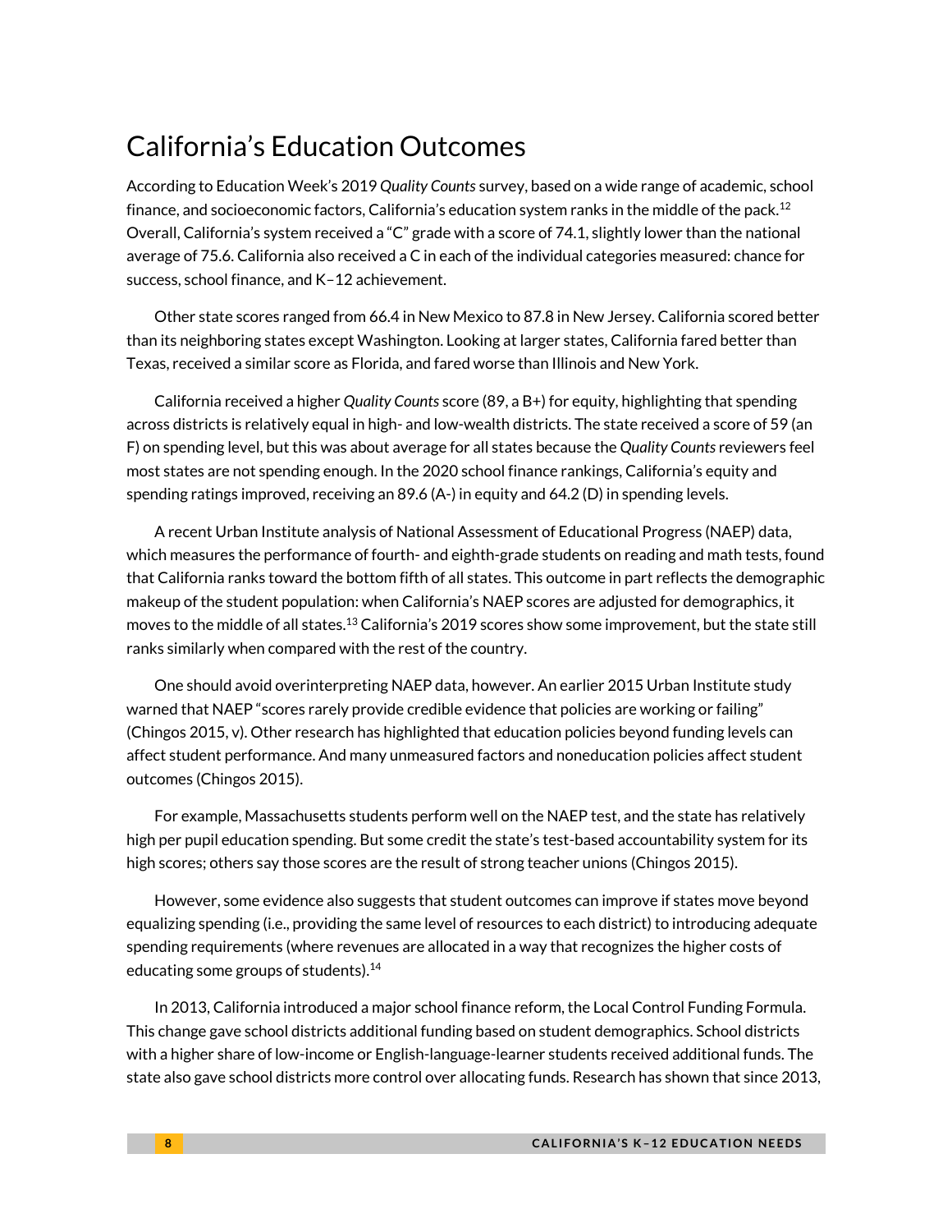# California's Education Outcomes

According to Education Week's 2019 *Quality Counts* survey, based on a wide range of academic, school finance, and socioeconomic factors, California's education system ranks in the middle of the pack.[12] Overall, California's system received a "C" grade with a score of 74.1, slightly lower than the national average of 75.6. California also received a C in each of the individual categories measured: chance for success, school finance, and K–12 achievement.

Other state scores ranged from 66.4 in New Mexico to 87.8 in New Jersey. California scored better than its neighboring states except Washington. Looking at larger states, California fared better than Texas, received a similar score as Florida, and fared worse than Illinois and New York.

California received a higher *Quality Counts* score (89, a B+) for equity, highlighting that spending across districts is relatively equal in high- and low-wealth districts. The state received a score of 59 (an F) on spending level, but this was about average for all states because the *Quality Counts* reviewers feel most states are not spending enough. In the 2020 school finance rankings, California's equity and spending ratings improved, receiving an 89.6 (A-) in equity and 64.2 (D) in spending levels.

A recent Urban Institute analysis of National Assessment of Educational Progress (NAEP) data, which measures the performance of fourth- and eighth-grade students on reading and math tests, found that California ranks toward the bottom fifth of all states. This outcome in part reflects the demographic makeup of the student population: when California's NAEP scores are adjusted for demographics, it moves to the middle of all states.[13] California's 2019 scores show some improvement, but the state still ranks similarly when compared with the rest of the country.

One should avoid overinterpreting NAEP data, however. An earlier 2015 Urban Institute study warned that NAEP "scores rarely provide credible evidence that policies are working or failing" (Chingos 2015, v). Other research has highlighted that education policies beyond funding levels can affect student performance. And many unmeasured factors and noneducation policies affect student outcomes (Chingos 2015).

For example, Massachusetts students perform well on the NAEP test, and the state has relatively high per pupil education spending. But some credit the state's test-based accountability system for its high scores; others say those scores are the result of strong teacher unions (Chingos 2015).

However, some evidence also suggests that student outcomes can improve if states move beyond equalizing spending (i.e., providing the same level of resources to each district) to introducing adequate spending requirements (where revenues are allocated in a way that recognizes the higher costs of educating some groups of students).[14]

In 2013, California introduced a major school finance reform, the Local Control Funding Formula. This change gave school districts additional funding based on student demographics. School districts with a higher share of low-income or English-language-learner students received additional funds. The state also gave school districts more control over allocating funds. Research has shown that since 2013,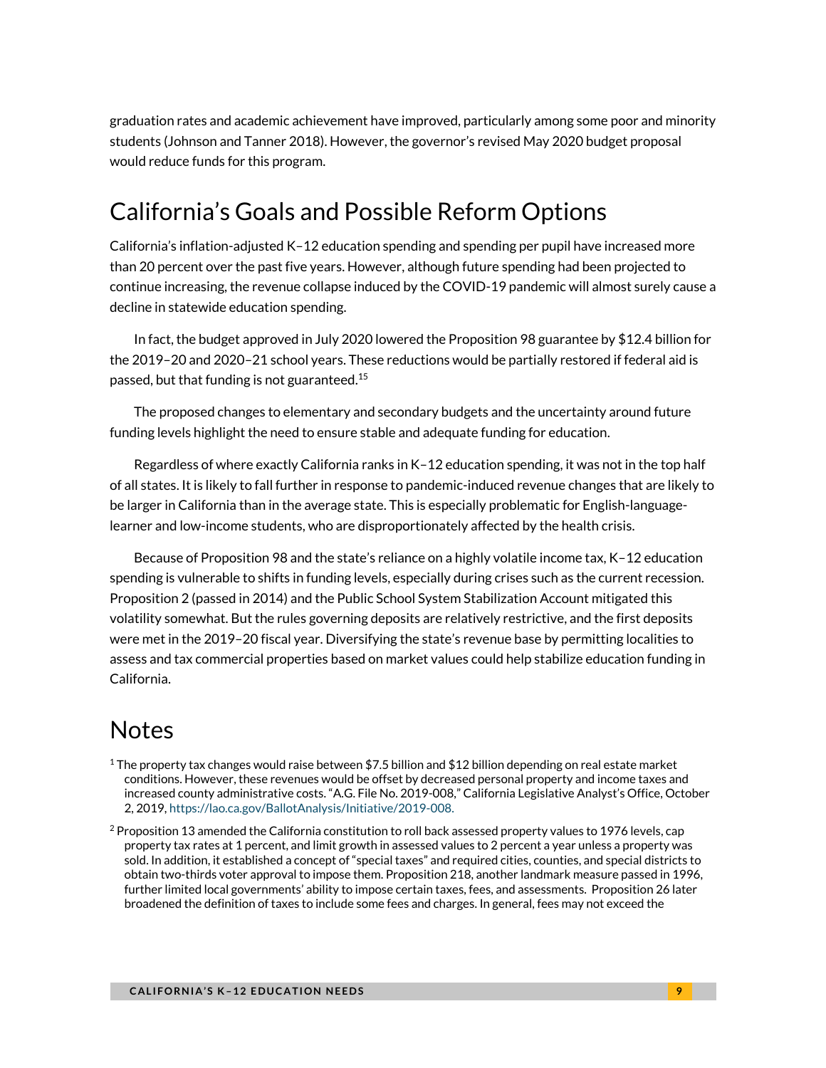graduation rates and academic achievement have improved, particularly among some poor and minority students (Johnson and Tanner 2018). However, the governor's revised May 2020 budget proposal would reduce funds for this program.

## California's Goals and Possible Reform Options

California's inflation-adjusted K–12 education spending and spending per pupil have increased more than 20 percent over the past five years. However, although future spending had been projected to continue increasing, the revenue collapse induced by the COVID-19 pandemic will almost surely cause a decline in statewide education spending.

In fact, the budget approved in July 2020 lowered the Proposition 98 guarantee by $12.4 billion for the 2019–20 and 2020–21 school years. These reductions would be partially restored if federal aid is passed, but that funding is not guaranteed.[15]

The proposed changes to elementary and secondary budgets and the uncertainty around future funding levels highlight the need to ensure stable and adequate funding for education.

Regardless of where exactly California ranks in K–12 education spending, it was not in the top half of all states. It is likely to fall further in response to pandemic-induced revenue changes that are likely to be larger in California than in the average state. This is especially problematic for English-language-learner and low-income students, who are disproportionately affected by the health crisis.

Because of Proposition 98 and the state's reliance on a highly volatile income tax, K–12 education spending is vulnerable to shifts in funding levels, especially during crises such as the current recession. Proposition 2 (passed in 2014) and the Public School System Stabilization Account mitigated this volatility somewhat. But the rules governing deposits are relatively restrictive, and the first deposits were met in the 2019–20 fiscal year. Diversifying the state's revenue base by permitting localities to assess and tax commercial properties based on market values could help stabilize education funding in California.

## Notes

[1] The property tax changes would raise between $7.5 billion and $12 billion depending on real estate market conditions. However, these revenues would be offset by decreased personal property and income taxes and increased county administrative costs. "A.G. File No. 2019-008," California Legislative Analyst's Office, October 2, 2019, https://lao.ca.gov/BallotAnalysis/Initiative/2019-008.

[2] Proposition 13 amended the California constitution to roll back assessed property values to 1976 levels, cap property tax rates at 1 percent, and limit growth in assessed values to 2 percent a year unless a property was sold. In addition, it established a concept of "special taxes" and required cities, counties, and special districts to obtain two-thirds voter approval to impose them. Proposition 218, another landmark measure passed in 1996, further limited local governments' ability to impose certain taxes, fees, and assessments. Proposition 26 later broadened the definition of taxes to include some fees and charges. In general, fees may not exceed the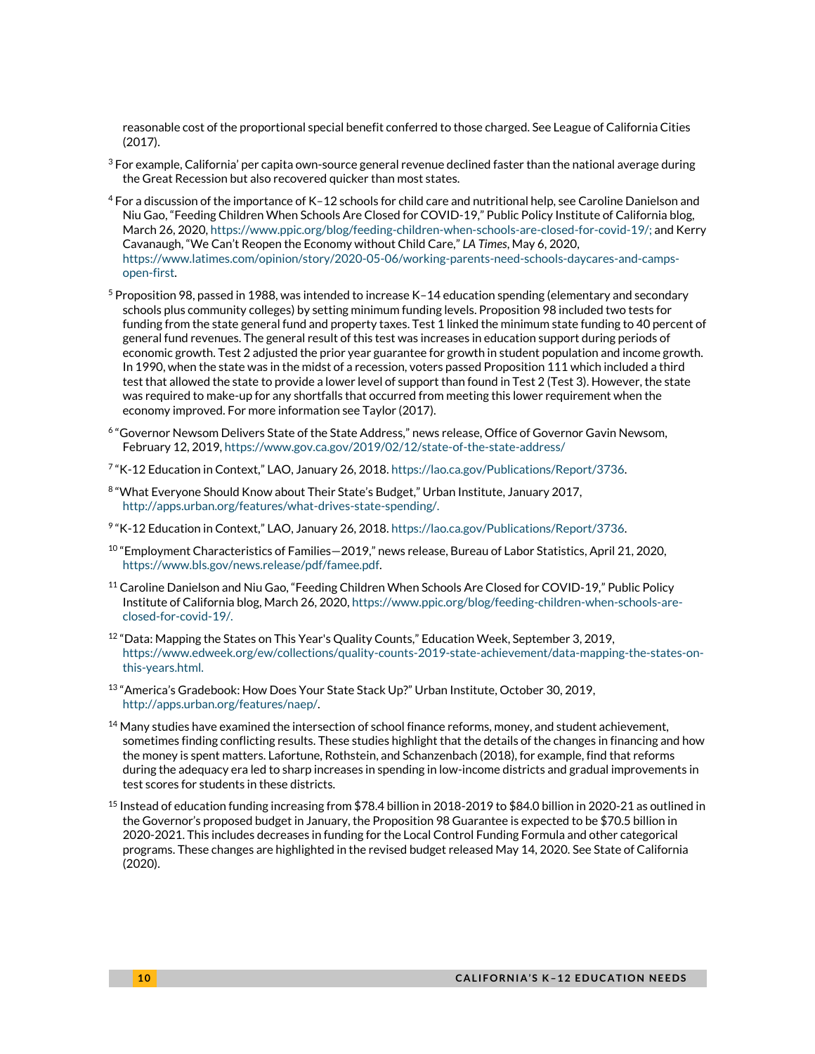reasonable cost of the proportional special benefit conferred to those charged. See League of California Cities (2017).

[3] For example, California' per capita own-source general revenue declined faster than the national average during the Great Recession but also recovered quicker than most states.

[4] For a discussion of the importance of K–12 schools for child care and nutritional help, see Caroline Danielson and Niu Gao, "Feeding Children When Schools Are Closed for COVID-19," Public Policy Institute of California blog, March 26, 2020, https://www.ppic.org/blog/feeding-children-when-schools-are-closed-for-covid-19/; and Kerry Cavanaugh, "We Can't Reopen the Economy without Child Care," *LA Times*, May 6, 2020, https://www.latimes.com/opinion/story/2020-05-06/working-parents-need-schools-daycares-and-camps-open-first.

[5] Proposition 98, passed in 1988, was intended to increase K–14 education spending (elementary and secondary schools plus community colleges) by setting minimum funding levels. Proposition 98 included two tests for funding from the state general fund and property taxes. Test 1 linked the minimum state funding to 40 percent of general fund revenues. The general result of this test was increases in education support during periods of economic growth. Test 2 adjusted the prior year guarantee for growth in student population and income growth. In 1990, when the state was in the midst of a recession, voters passed Proposition 111 which included a third test that allowed the state to provide a lower level of support than found in Test 2 (Test 3). However, the state was required to make-up for any shortfalls that occurred from meeting this lower requirement when the economy improved. For more information see Taylor (2017).

[6] "Governor Newsom Delivers State of the State Address," news release, Office of Governor Gavin Newsom, February 12, 2019, https://www.gov.ca.gov/2019/02/12/state-of-the-state-address/

[7] "K-12 Education in Context," LAO, January 26, 2018. https://lao.ca.gov/Publications/Report/3736.

[8] "What Everyone Should Know about Their State's Budget," Urban Institute, January 2017, http://apps.urban.org/features/what-drives-state-spending/.

[9] "K-12 Education in Context," LAO, January 26, 2018. https://lao.ca.gov/Publications/Report/3736.

[10] "Employment Characteristics of Families—2019," news release, Bureau of Labor Statistics, April 21, 2020, https://www.bls.gov/news.release/pdf/famee.pdf.

[11] Caroline Danielson and Niu Gao, "Feeding Children When Schools Are Closed for COVID-19," Public Policy Institute of California blog, March 26, 2020, https://www.ppic.org/blog/feeding-children-when-schools-are-closed-for-covid-19/.

[12] "Data: Mapping the States on This Year's Quality Counts," Education Week, September 3, 2019, https://www.edweek.org/ew/collections/quality-counts-2019-state-achievement/data-mapping-the-states-on-this-years.html.

[13] "America's Gradebook: How Does Your State Stack Up?" Urban Institute, October 30, 2019, http://apps.urban.org/features/naep/.

[14] Many studies have examined the intersection of school finance reforms, money, and student achievement, sometimes finding conflicting results. These studies highlight that the details of the changes in financing and how the money is spent matters. Lafortune, Rothstein, and Schanzenbach (2018), for example, find that reforms during the adequacy era led to sharp increases in spending in low-income districts and gradual improvements in test scores for students in these districts.

[15] Instead of education funding increasing from $78.4 billion in 2018-2019 to $84.0 billion in 2020-21 as outlined in the Governor's proposed budget in January, the Proposition 98 Guarantee is expected to be $70.5 billion in 2020-2021. This includes decreases in funding for the Local Control Funding Formula and other categorical programs. These changes are highlighted in the revised budget released May 14, 2020. See State of California (2020).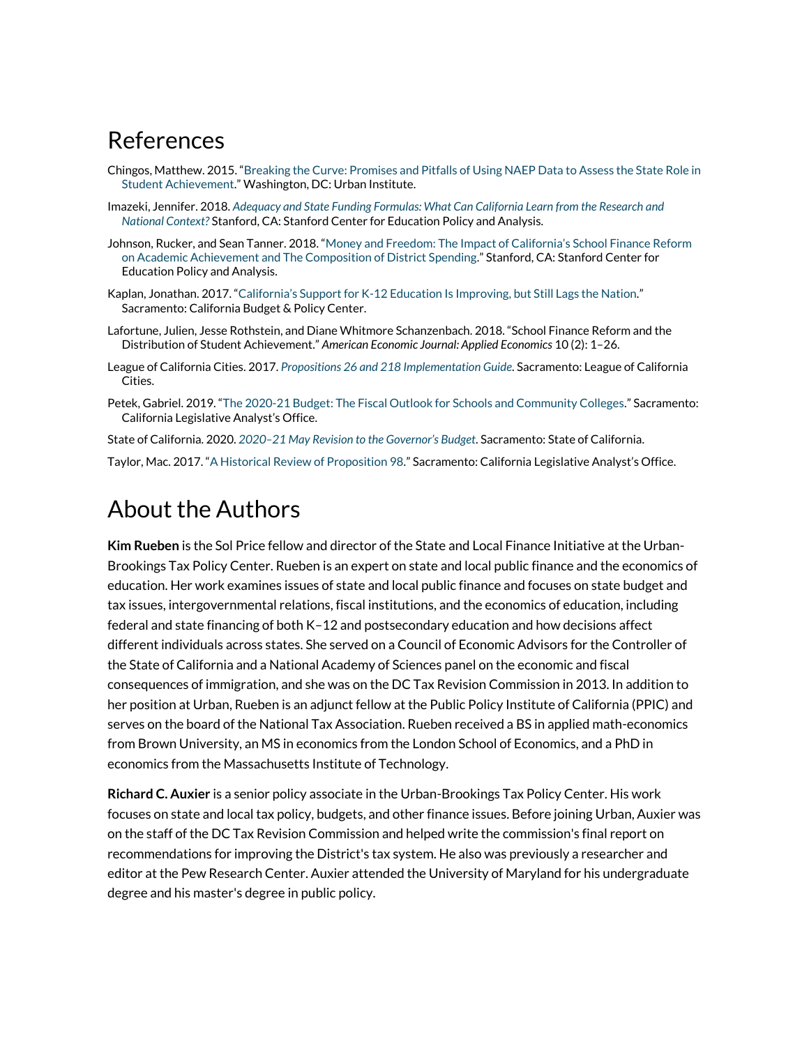## References

Chingos, Matthew. 2015. "Breaking the Curve: Promises and Pitfalls of Using NAEP Data to Assess the State Role in Student Achievement." Washington, DC: Urban Institute.

Imazeki, Jennifer. 2018. *Adequacy and State Funding Formulas: What Can California Learn from the Research and National Context?* Stanford, CA: Stanford Center for Education Policy and Analysis.

Johnson, Rucker, and Sean Tanner. 2018. "Money and Freedom: The Impact of California's School Finance Reform on Academic Achievement and The Composition of District Spending." Stanford, CA: Stanford Center for Education Policy and Analysis.

Kaplan, Jonathan. 2017. "California's Support for K-12 Education Is Improving, but Still Lags the Nation." Sacramento: California Budget & Policy Center.

Lafortune, Julien, Jesse Rothstein, and Diane Whitmore Schanzenbach. 2018. "School Finance Reform and the Distribution of Student Achievement." *American Economic Journal: Applied Economics* 10 (2): 1–26.

League of California Cities. 2017. *Propositions 26 and 218 Implementation Guide*. Sacramento: League of California Cities.

Petek, Gabriel. 2019. "The 2020-21 Budget: The Fiscal Outlook for Schools and Community Colleges." Sacramento: California Legislative Analyst's Office.

State of California. 2020. *2020–21 May Revision to the Governor's Budget*. Sacramento: State of California.

Taylor, Mac. 2017. "A Historical Review of Proposition 98." Sacramento: California Legislative Analyst's Office.

## About the Authors

**Kim Rueben** is the Sol Price fellow and director of the State and Local Finance Initiative at the Urban-Brookings Tax Policy Center. Rueben is an expert on state and local public finance and the economics of education. Her work examines issues of state and local public finance and focuses on state budget and tax issues, intergovernmental relations, fiscal institutions, and the economics of education, including federal and state financing of both K–12 and postsecondary education and how decisions affect different individuals across states. She served on a Council of Economic Advisors for the Controller of the State of California and a National Academy of Sciences panel on the economic and fiscal consequences of immigration, and she was on the DC Tax Revision Commission in 2013. In addition to her position at Urban, Rueben is an adjunct fellow at the Public Policy Institute of California (PPIC) and serves on the board of the National Tax Association. Rueben received a BS in applied math-economics from Brown University, an MS in economics from the London School of Economics, and a PhD in economics from the Massachusetts Institute of Technology.

**Richard C. Auxier** is a senior policy associate in the Urban-Brookings Tax Policy Center. His work focuses on state and local tax policy, budgets, and other finance issues. Before joining Urban, Auxier was on the staff of the DC Tax Revision Commission and helped write the commission's final report on recommendations for improving the District's tax system. He also was previously a researcher and editor at the Pew Research Center. Auxier attended the University of Maryland for his undergraduate degree and his master's degree in public policy.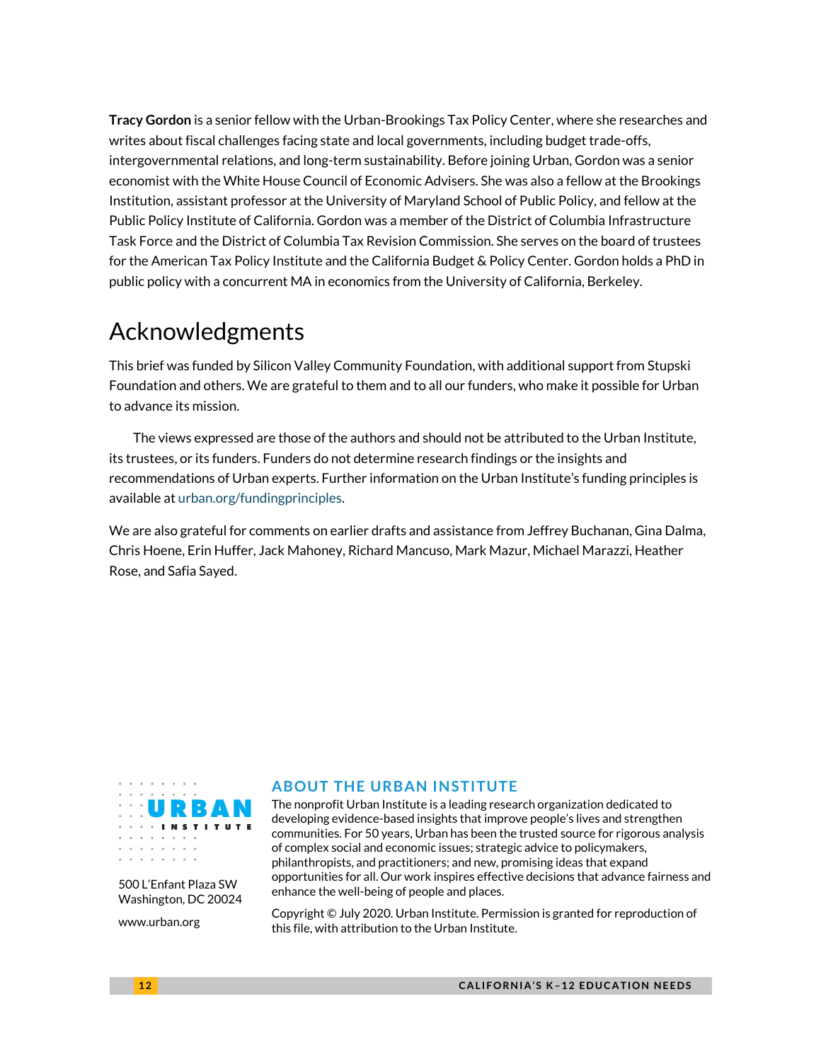**Tracy Gordon** is a senior fellow with the Urban-Brookings Tax Policy Center, where she researches and writes about fiscal challenges facing state and local governments, including budget trade-offs, intergovernmental relations, and long-term sustainability. Before joining Urban, Gordon was a senior economist with the White House Council of Economic Advisers. She was also a fellow at the Brookings Institution, assistant professor at the University of Maryland School of Public Policy, and fellow at the Public Policy Institute of California. Gordon was a member of the District of Columbia Infrastructure Task Force and the District of Columbia Tax Revision Commission. She serves on the board of trustees for the American Tax Policy Institute and the California Budget & Policy Center. Gordon holds a PhD in public policy with a concurrent MA in economics from the University of California, Berkeley.

# Acknowledgments

This brief was funded by Silicon Valley Community Foundation, with additional support from Stupski Foundation and others. We are grateful to them and to all our funders, who make it possible for Urban to advance its mission.

The views expressed are those of the authors and should not be attributed to the Urban Institute, its trustees, or its funders. Funders do not determine research findings or the insights and recommendations of Urban experts. Further information on the Urban Institute's funding principles is available at urban.org/fundingprinciples.

We are also grateful for comments on earlier drafts and assistance from Jeffrey Buchanan, Gina Dalma, Chris Hoene, Erin Huffer, Jack Mahoney, Richard Mancuso, Mark Mazur, Michael Marazzi, Heather Rose, and Safia Sayed.

URBAN INSTITUTE

500 L'Enfant Plaza SW
Washington, DC 20024

www.urban.org

## ABOUT THE URBAN INSTITUTE

The nonprofit Urban Institute is a leading research organization dedicated to developing evidence-based insights that improve people's lives and strengthen communities. For 50 years, Urban has been the trusted source for rigorous analysis of complex social and economic issues; strategic advice to policymakers, philanthropists, and practitioners; and new, promising ideas that expand opportunities for all. Our work inspires effective decisions that advance fairness and enhance the well-being of people and places.

Copyright © July 2020. Urban Institute. Permission is granted for reproduction of this file, with attribution to the Urban Institute.